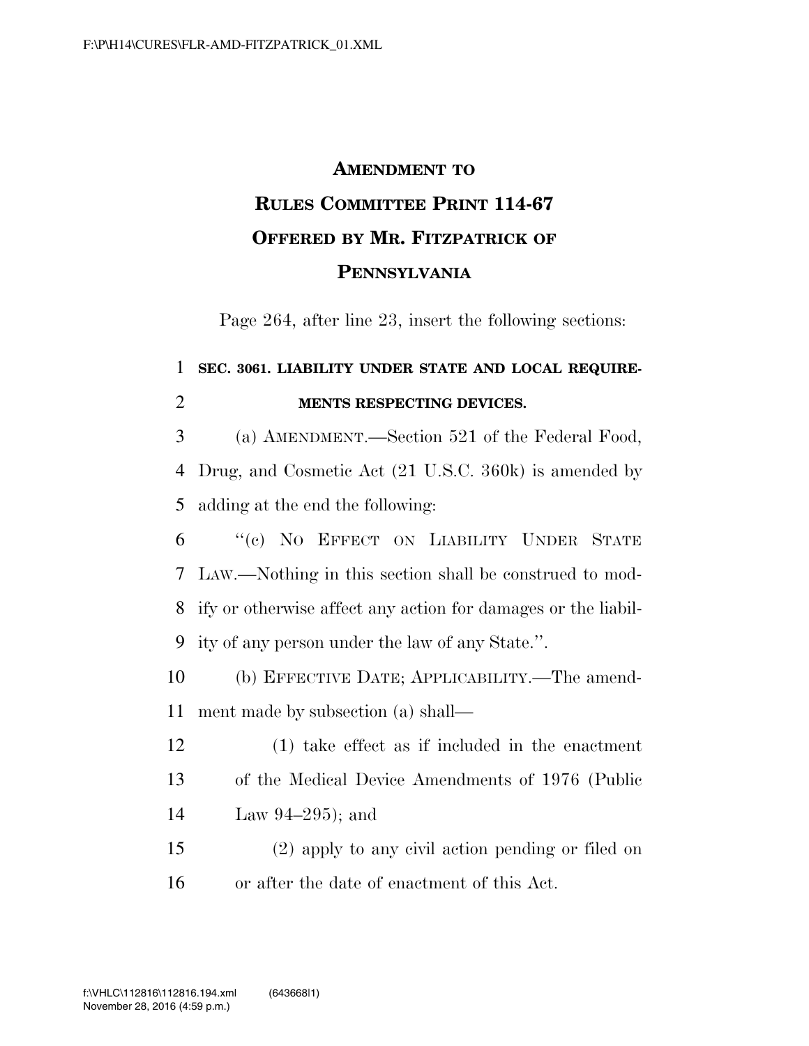# AMENDMENT TO RULES COMMITTEE PRINT 114-67 OFFERED BY MR. FITZPATRICK OF PENNSYLVANIA

Page 264, after line 23, insert the following sections:

**SEC. 3061. LIABILITY UNDER STATE AND LOCAL REQUIREMENTS RESPECTING DEVICES.**

(a) AMENDMENT.—Section 521 of the Federal Food, Drug, and Cosmetic Act (21 U.S.C. 360k) is amended by adding at the end the following:

"(c) NO EFFECT ON LIABILITY UNDER STATE LAW.—Nothing in this section shall be construed to modify or otherwise affect any action for damages or the liability of any person under the law of any State.".

(b) EFFECTIVE DATE; APPLICABILITY.—The amendment made by subsection (a) shall—

(1) take effect as if included in the enactment of the Medical Device Amendments of 1976 (Public Law 94–295); and

(2) apply to any civil action pending or filed on or after the date of enactment of this Act.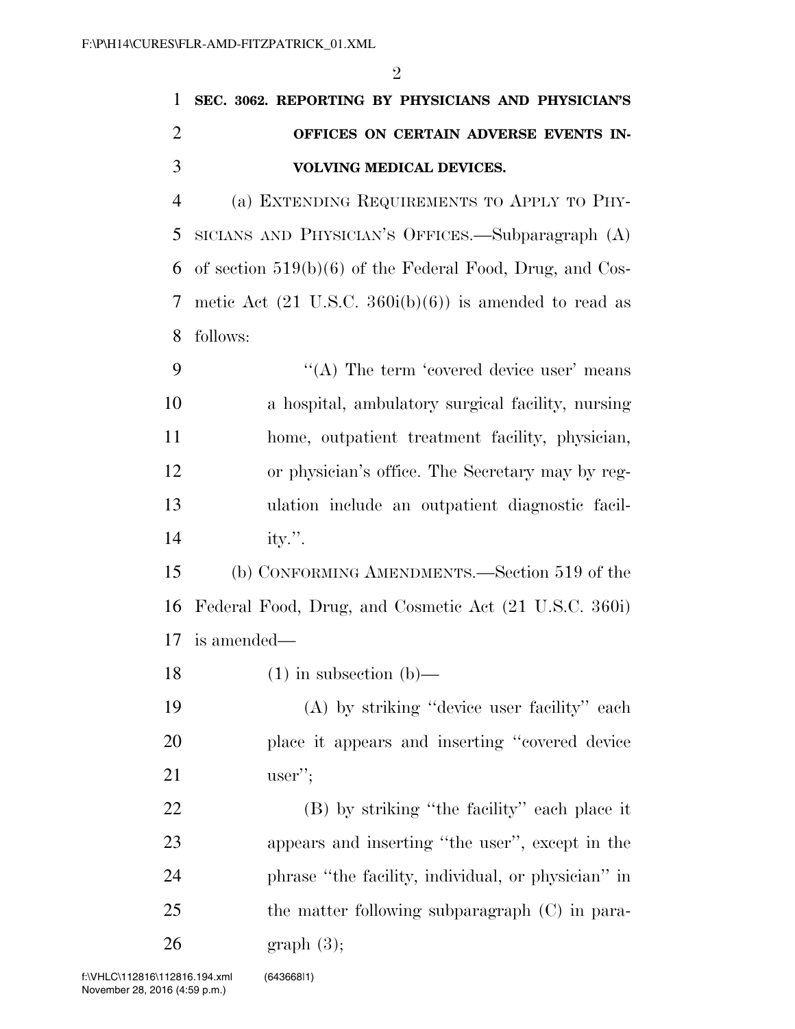**SEC. 3062. REPORTING BY PHYSICIANS AND PHYSICIAN'S OFFICES ON CERTAIN ADVERSE EVENTS INVOLVING MEDICAL DEVICES.**

(a) EXTENDING REQUIREMENTS TO APPLY TO PHYSICIANS AND PHYSICIAN'S OFFICES.—Subparagraph (A) of section 519(b)(6) of the Federal Food, Drug, and Cosmetic Act (21 U.S.C. 360i(b)(6)) is amended to read as follows:

''(A) The term 'covered device user' means a hospital, ambulatory surgical facility, nursing home, outpatient treatment facility, physician, or physician's office. The Secretary may by regulation include an outpatient diagnostic facility.''.

(b) CONFORMING AMENDMENTS.—Section 519 of the Federal Food, Drug, and Cosmetic Act (21 U.S.C. 360i) is amended—

(1) in subsection (b)—

(A) by striking ''device user facility'' each place it appears and inserting ''covered device user'';

(B) by striking ''the facility'' each place it appears and inserting ''the user'', except in the phrase ''the facility, individual, or physician'' in the matter following subparagraph (C) in paragraph (3);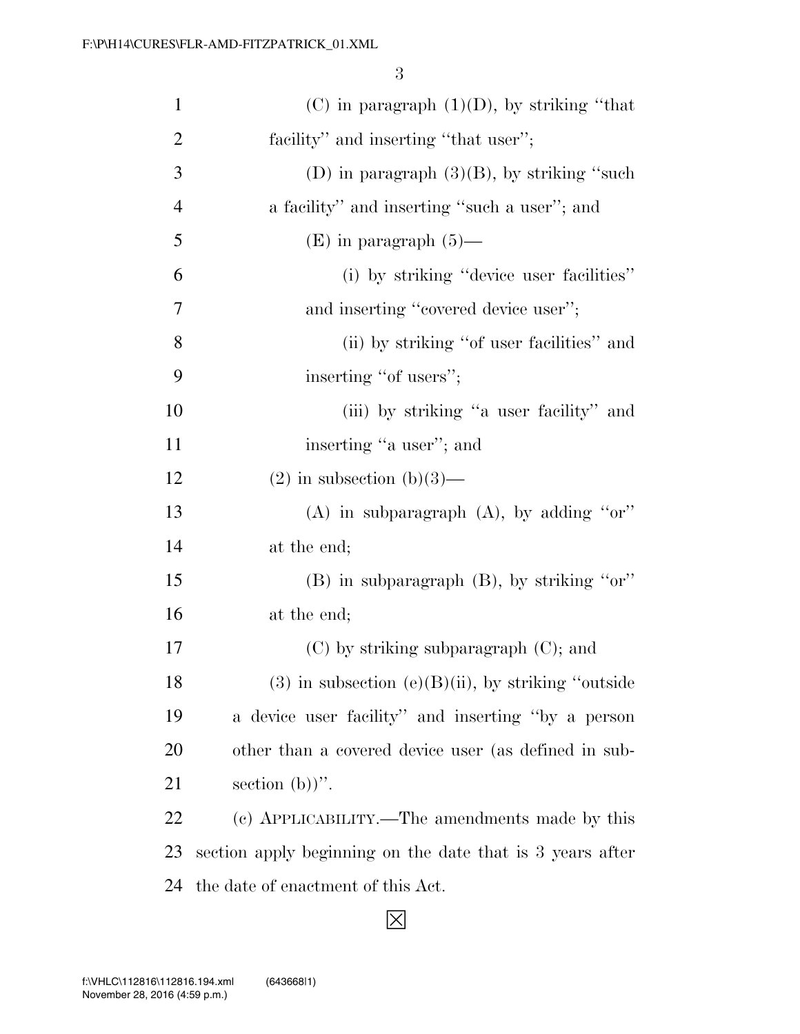(C) in paragraph (1)(D), by striking "that facility" and inserting "that user";

(D) in paragraph (3)(B), by striking "such a facility" and inserting "such a user"; and

(E) in paragraph (5)—

(i) by striking "device user facilities" and inserting "covered device user";

(ii) by striking "of user facilities" and inserting "of users";

(iii) by striking "a user facility" and inserting "a user"; and

(2) in subsection (b)(3)—

(A) in subparagraph (A), by adding "or" at the end;

(B) in subparagraph (B), by striking "or" at the end;

(C) by striking subparagraph (C); and

(3) in subsection (e)(B)(ii), by striking "outside a device user facility" and inserting "by a person other than a covered device user (as defined in subsection (b))".

(c) APPLICABILITY.—The amendments made by this section apply beginning on the date that is 3 years after the date of enactment of this Act.